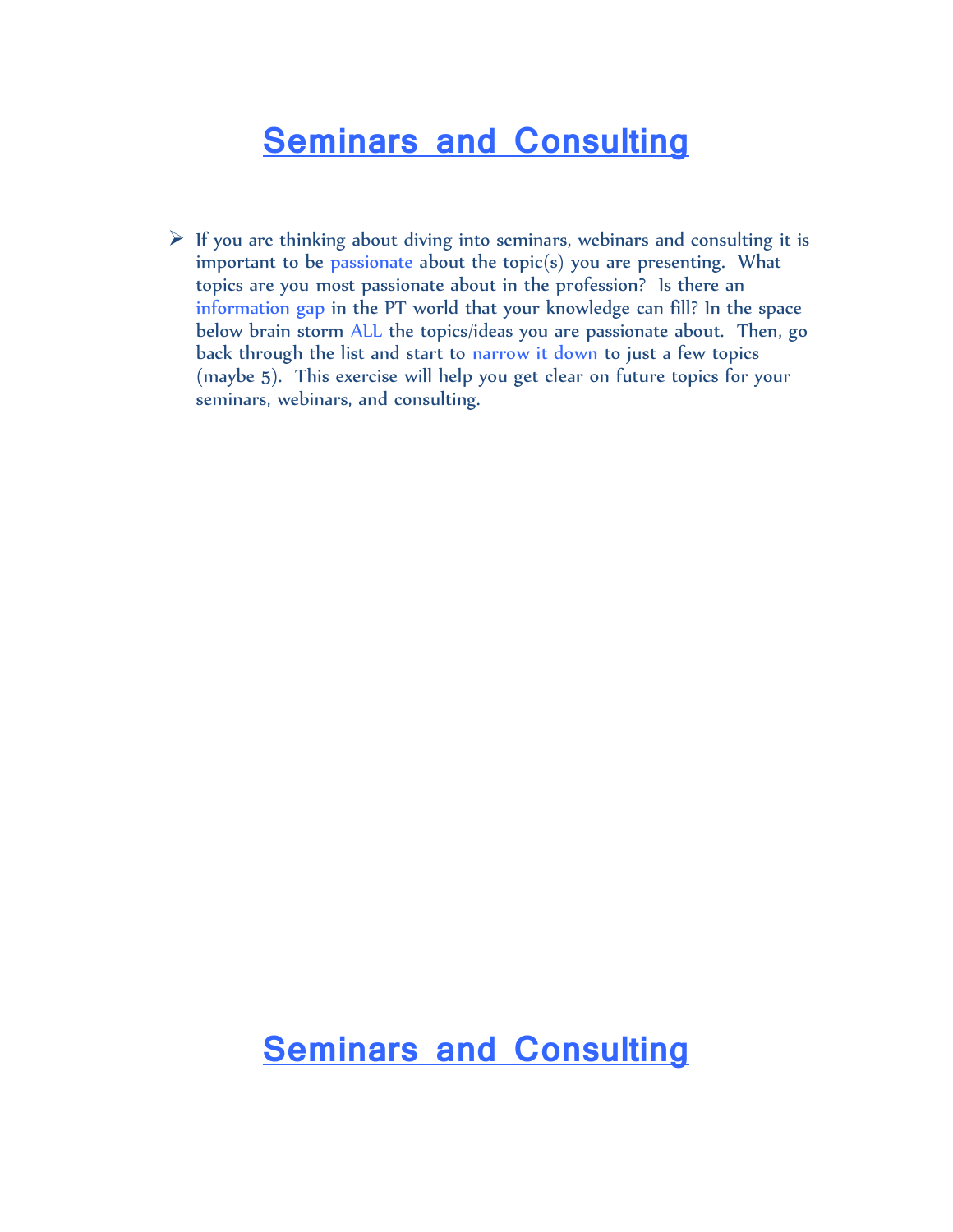# Seminars and Consulting

- If you are thinking about diving into seminars, webinars and consulting it is important to be passionate about the topic(s) you are presenting. What topics are you most passionate about in the profession? Is there an information gap in the PT world that your knowledge can fill? In the space below brain storm ALL the topics/ideas you are passionate about. Then, go back through the list and start to narrow it down to just a few topics (maybe 5). This exercise will help you get clear on future topics for your seminars, webinars, and consulting.

# Seminars and Consulting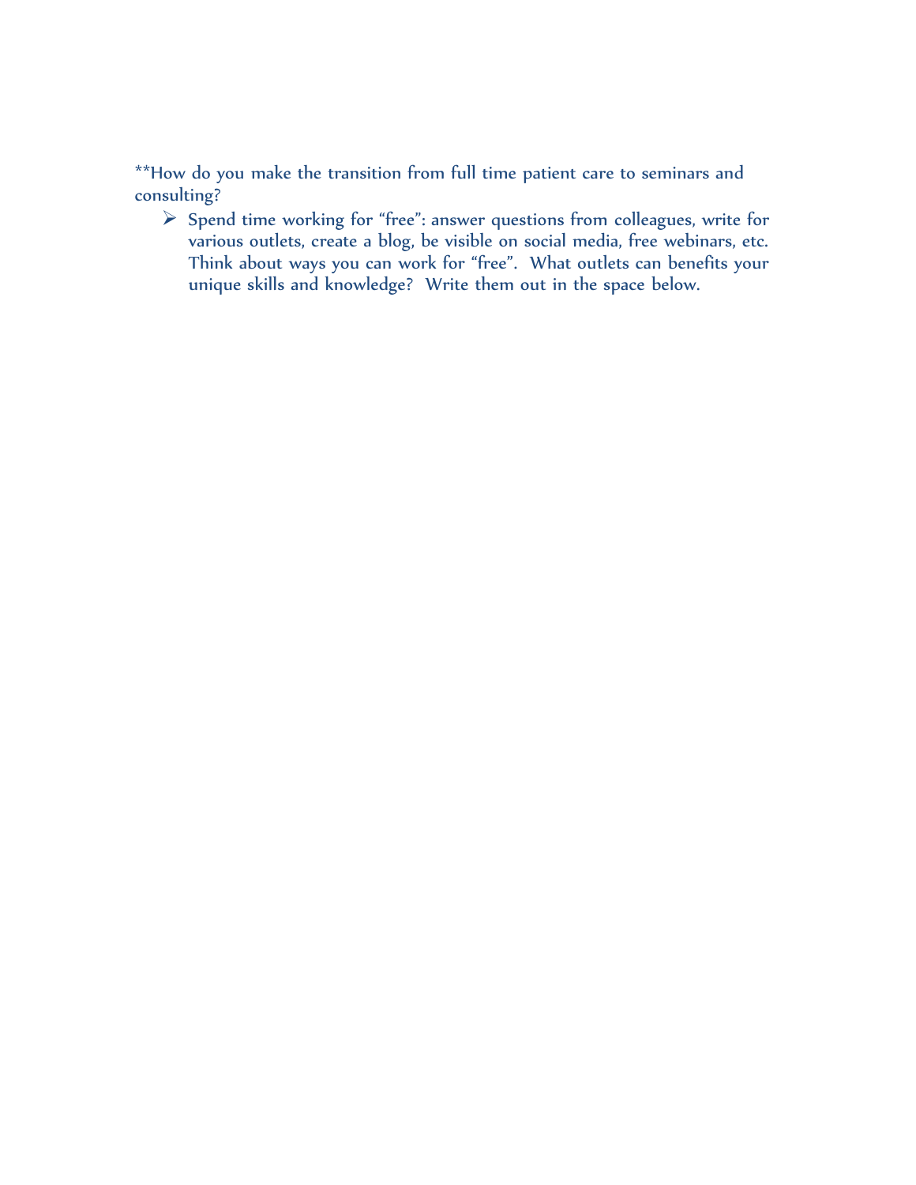**How do you make the transition from full time patient care to seminars and consulting?

- Spend time working for "free": answer questions from colleagues, write for various outlets, create a blog, be visible on social media, free webinars, etc. Think about ways you can work for "free". What outlets can benefits your unique skills and knowledge? Write them out in the space below.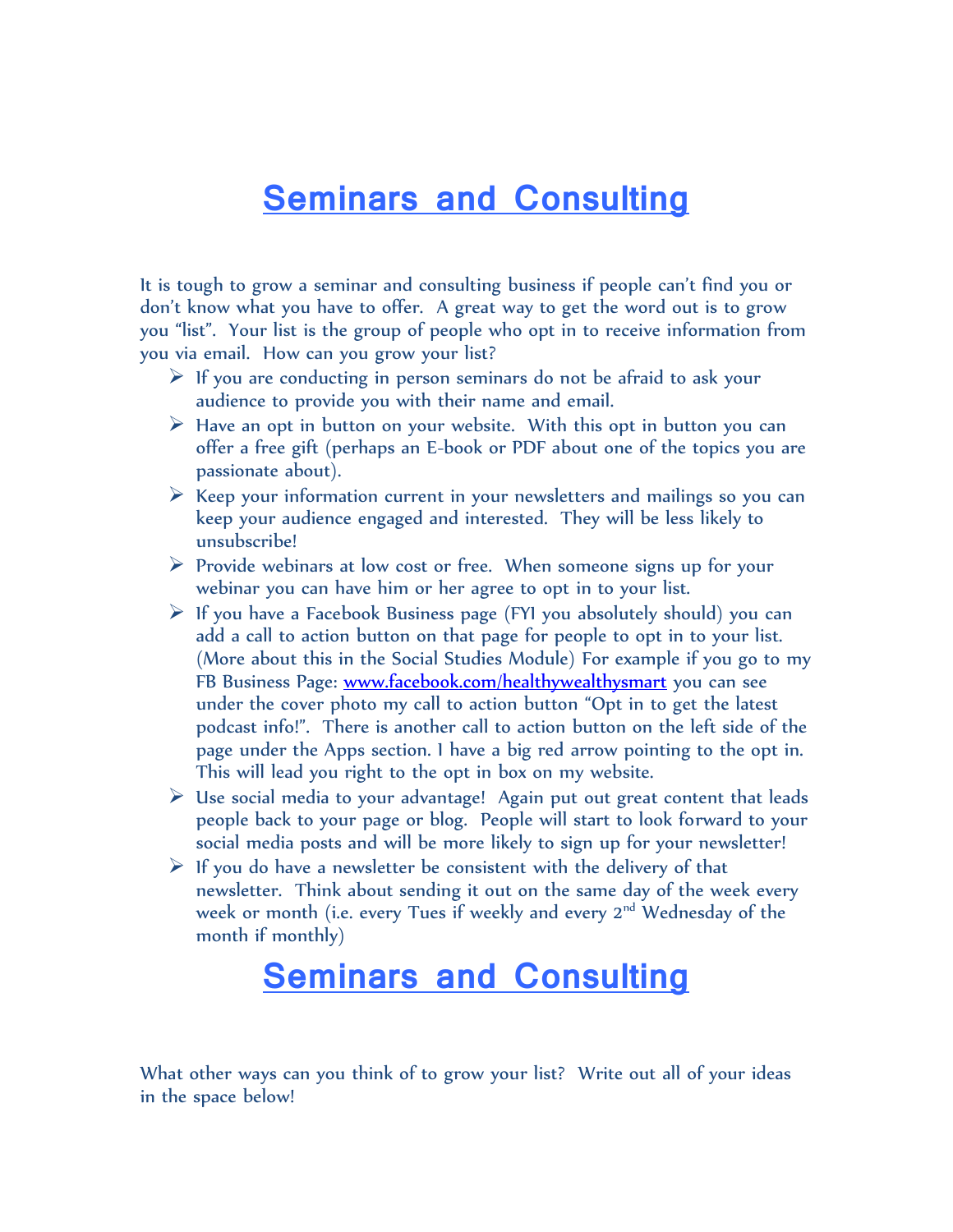# Seminars and Consulting

It is tough to grow a seminar and consulting business if people can't find you or don't know what you have to offer. A great way to get the word out is to grow you "list". Your list is the group of people who opt in to receive information from you via email. How can you grow your list?

- If you are conducting in person seminars do not be afraid to ask your audience to provide you with their name and email.
- Have an opt in button on your website. With this opt in button you can offer a free gift (perhaps an E-book or PDF about one of the topics you are passionate about).
- Keep your information current in your newsletters and mailings so you can keep your audience engaged and interested. They will be less likely to unsubscribe!
- Provide webinars at low cost or free. When someone signs up for your webinar you can have him or her agree to opt in to your list.
- If you have a Facebook Business page (FYI you absolutely should) you can add a call to action button on that page for people to opt in to your list. (More about this in the Social Studies Module) For example if you go to my FB Business Page: [www.facebook.com/healthywealthysmart](http://www.facebook.com/healthywealthysmart) you can see under the cover photo my call to action button "Opt in to get the latest podcast info!". There is another call to action button on the left side of the page under the Apps section. I have a big red arrow pointing to the opt in. This will lead you right to the opt in box on my website.
- Use social media to your advantage! Again put out great content that leads people back to your page or blog. People will start to look forward to your social media posts and will be more likely to sign up for your newsletter!
- If you do have a newsletter be consistent with the delivery of that newsletter. Think about sending it out on the same day of the week every week or month (i.e. every Tues if weekly and every 2nd Wednesday of the month if monthly)

# Seminars and Consulting

What other ways can you think of to grow your list? Write out all of your ideas in the space below!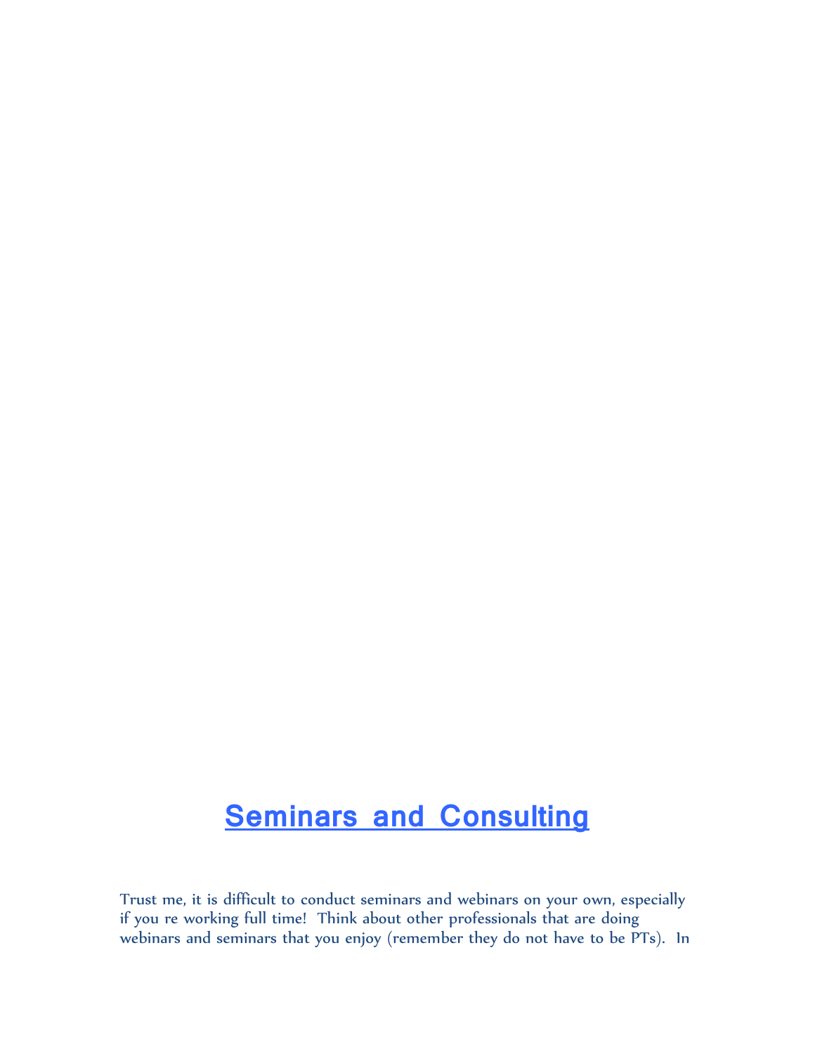## Seminars and Consulting

Trust me, it is difficult to conduct seminars and webinars on your own, especially if you re working full time! Think about other professionals that are doing webinars and seminars that you enjoy (remember they do not have to be PTs). In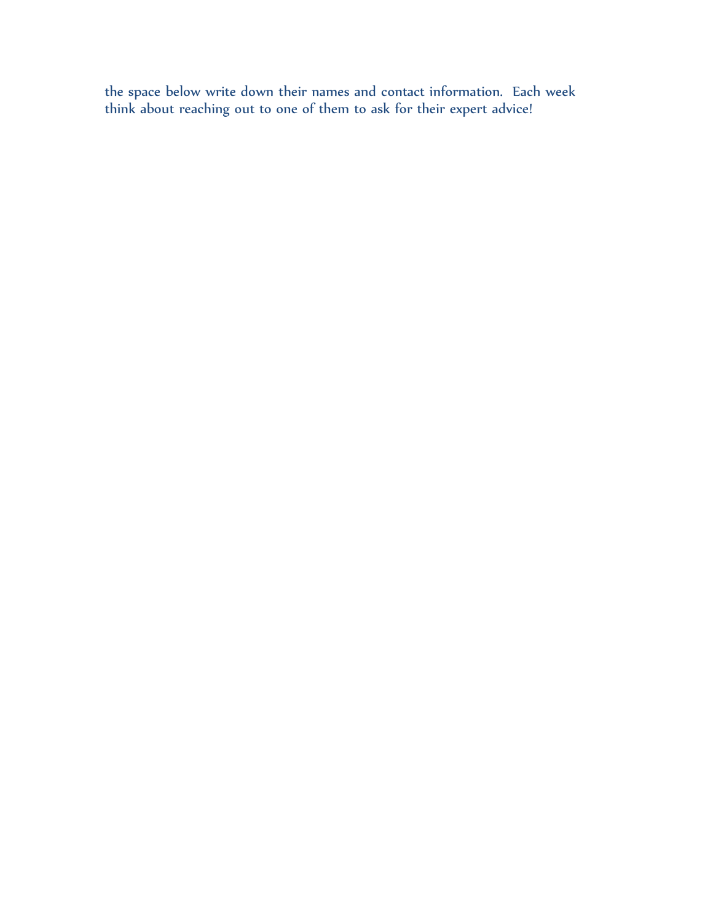the space below write down their names and contact information. Each week think about reaching out to one of them to ask for their expert advice!